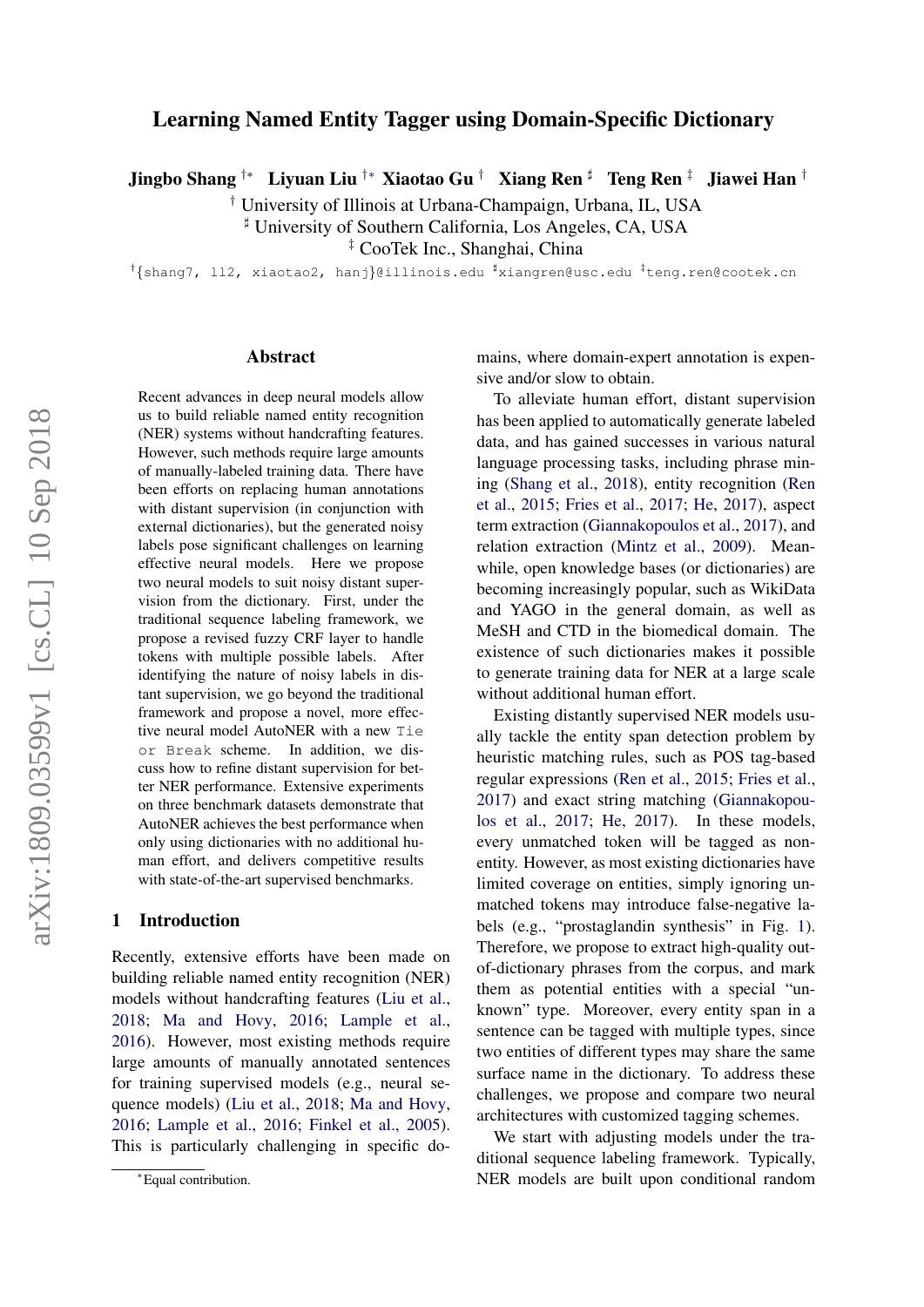# Learning Named Entity Tagger using Domain-Specific Dictionary

**Jingbo Shang** [†*] **Liyuan Liu** [†*] **Xiaotao Gu** [†] **Xiang Ren** [♯] **Teng Ren** [‡] **Jiawei Han** [†]

[†] University of Illinois at Urbana-Champaign, Urbana, IL, USA
[♯] University of Southern California, Los Angeles, CA, USA
[‡] CooTek Inc., Shanghai, China

[†]{shang7, ll2, xiaotao2, hanj}@illinois.edu [♯]xiangren@usc.edu [‡]teng.ren@cootek.cn

## Abstract

Recent advances in deep neural models allow us to build reliable named entity recognition (NER) systems without handcrafting features. However, such methods require large amounts of manually-labeled training data. There have been efforts on replacing human annotations with distant supervision (in conjunction with external dictionaries), but the generated noisy labels pose significant challenges on learning effective neural models. Here we propose two neural models to suit noisy distant supervision from the dictionary. First, under the traditional sequence labeling framework, we propose a revised fuzzy CRF layer to handle tokens with multiple possible labels. After identifying the nature of noisy labels in distant supervision, we go beyond the traditional framework and propose a novel, more effective neural model AutoNER with a new `Tie or Break` scheme. In addition, we discuss how to refine distant supervision for better NER performance. Extensive experiments on three benchmark datasets demonstrate that AutoNER achieves the best performance when only using dictionaries with no additional human effort, and delivers competitive results with state-of-the-art supervised benchmarks.

## 1 Introduction

Recently, extensive efforts have been made on building reliable named entity recognition (NER) models without handcrafting features (Liu et al., 2018; Ma and Hovy, 2016; Lample et al., 2016). However, most existing methods require large amounts of manually annotated sentences for training supervised models (e.g., neural sequence models) (Liu et al., 2018; Ma and Hovy, 2016; Lample et al., 2016; Finkel et al., 2005). This is particularly challenging in specific domains, where domain-expert annotation is expensive and/or slow to obtain.

To alleviate human effort, distant supervision has been applied to automatically generate labeled data, and has gained successes in various natural language processing tasks, including phrase mining (Shang et al., 2018), entity recognition (Ren et al., 2015; Fries et al., 2017; He, 2017), aspect term extraction (Giannakopoulos et al., 2017), and relation extraction (Mintz et al., 2009). Meanwhile, open knowledge bases (or dictionaries) are becoming increasingly popular, such as WikiData and YAGO in the general domain, as well as MeSH and CTD in the biomedical domain. The existence of such dictionaries makes it possible to generate training data for NER at a large scale without additional human effort.

Existing distantly supervised NER models usually tackle the entity span detection problem by heuristic matching rules, such as POS tag-based regular expressions (Ren et al., 2015; Fries et al., 2017) and exact string matching (Giannakopoulos et al., 2017; He, 2017). In these models, every unmatched token will be tagged as non-entity. However, as most existing dictionaries have limited coverage on entities, simply ignoring unmatched tokens may introduce false-negative labels (e.g., "prostaglandin synthesis" in Fig. 1). Therefore, we propose to extract high-quality out-of-dictionary phrases from the corpus, and mark them as potential entities with a special "unknown" type. Moreover, every entity span in a sentence can be tagged with multiple types, since two entities of different types may share the same surface name in the dictionary. To address these challenges, we propose and compare two neural architectures with customized tagging schemes.

We start with adjusting models under the traditional sequence labeling framework. Typically, NER models are built upon conditional random

[*]Equal contribution.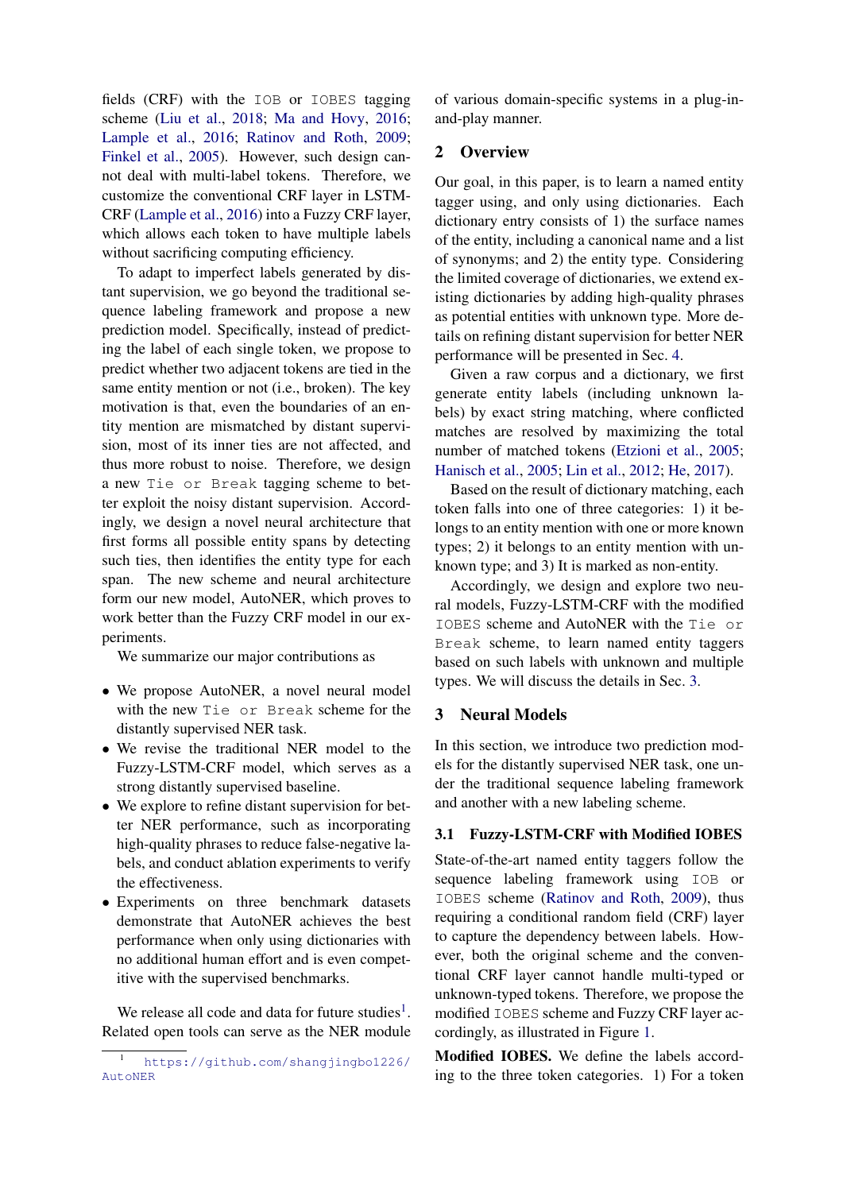fields (CRF) with the IOB or IOBES tagging scheme (Liu et al., 2018; Ma and Hovy, 2016; Lample et al., 2016; Ratinov and Roth, 2009; Finkel et al., 2005). However, such design cannot deal with multi-label tokens. Therefore, we customize the conventional CRF layer in LSTM-CRF (Lample et al., 2016) into a Fuzzy CRF layer, which allows each token to have multiple labels without sacrificing computing efficiency.

To adapt to imperfect labels generated by distant supervision, we go beyond the traditional sequence labeling framework and propose a new prediction model. Specifically, instead of predicting the label of each single token, we propose to predict whether two adjacent tokens are tied in the same entity mention or not (i.e., broken). The key motivation is that, even the boundaries of an entity mention are mismatched by distant supervision, most of its inner ties are not affected, and thus more robust to noise. Therefore, we design a new `Tie or Break` tagging scheme to better exploit the noisy distant supervision. Accordingly, we design a novel neural architecture that first forms all possible entity spans by detecting such ties, then identifies the entity type for each span. The new scheme and neural architecture form our new model, AutoNER, which proves to work better than the Fuzzy CRF model in our experiments.

We summarize our major contributions as

- We propose AutoNER, a novel neural model with the new `Tie or Break` scheme for the distantly supervised NER task.
- We revise the traditional NER model to the Fuzzy-LSTM-CRF model, which serves as a strong distantly supervised baseline.
- We explore to refine distant supervision for better NER performance, such as incorporating high-quality phrases to reduce false-negative labels, and conduct ablation experiments to verify the effectiveness.
- Experiments on three benchmark datasets demonstrate that AutoNER achieves the best performance when only using dictionaries with no additional human effort and is even competitive with the supervised benchmarks.

We release all code and data for future studies[1]. Related open tools can serve as the NER module of various domain-specific systems in a plug-in-and-play manner.

[1] https://github.com/shangjingbo1226/AutoNER

## 2 Overview

Our goal, in this paper, is to learn a named entity tagger using, and only using dictionaries. Each dictionary entry consists of 1) the surface names of the entity, including a canonical name and a list of synonyms; and 2) the entity type. Considering the limited coverage of dictionaries, we extend existing dictionaries by adding high-quality phrases as potential entities with unknown type. More details on refining distant supervision for better NER performance will be presented in Sec. 4.

Given a raw corpus and a dictionary, we first generate entity labels (including unknown labels) by exact string matching, where conflicted matches are resolved by maximizing the total number of matched tokens (Etzioni et al., 2005; Hanisch et al., 2005; Lin et al., 2012; He, 2017).

Based on the result of dictionary matching, each token falls into one of three categories: 1) it belongs to an entity mention with one or more known types; 2) it belongs to an entity mention with unknown type; and 3) It is marked as non-entity.

Accordingly, we design and explore two neural models, Fuzzy-LSTM-CRF with the modified IOBES scheme and AutoNER with the `Tie or Break` scheme, to learn named entity taggers based on such labels with unknown and multiple types. We will discuss the details in Sec. 3.

## 3 Neural Models

In this section, we introduce two prediction models for the distantly supervised NER task, one under the traditional sequence labeling framework and another with a new labeling scheme.

### 3.1 Fuzzy-LSTM-CRF with Modified IOBES

State-of-the-art named entity taggers follow the sequence labeling framework using IOB or IOBES scheme (Ratinov and Roth, 2009), thus requiring a conditional random field (CRF) layer to capture the dependency between labels. However, both the original scheme and the conventional CRF layer cannot handle multi-typed or unknown-typed tokens. Therefore, we propose the modified IOBES scheme and Fuzzy CRF layer accordingly, as illustrated in Figure 1.

**Modified IOBES.** We define the labels according to the three token categories. 1) For a token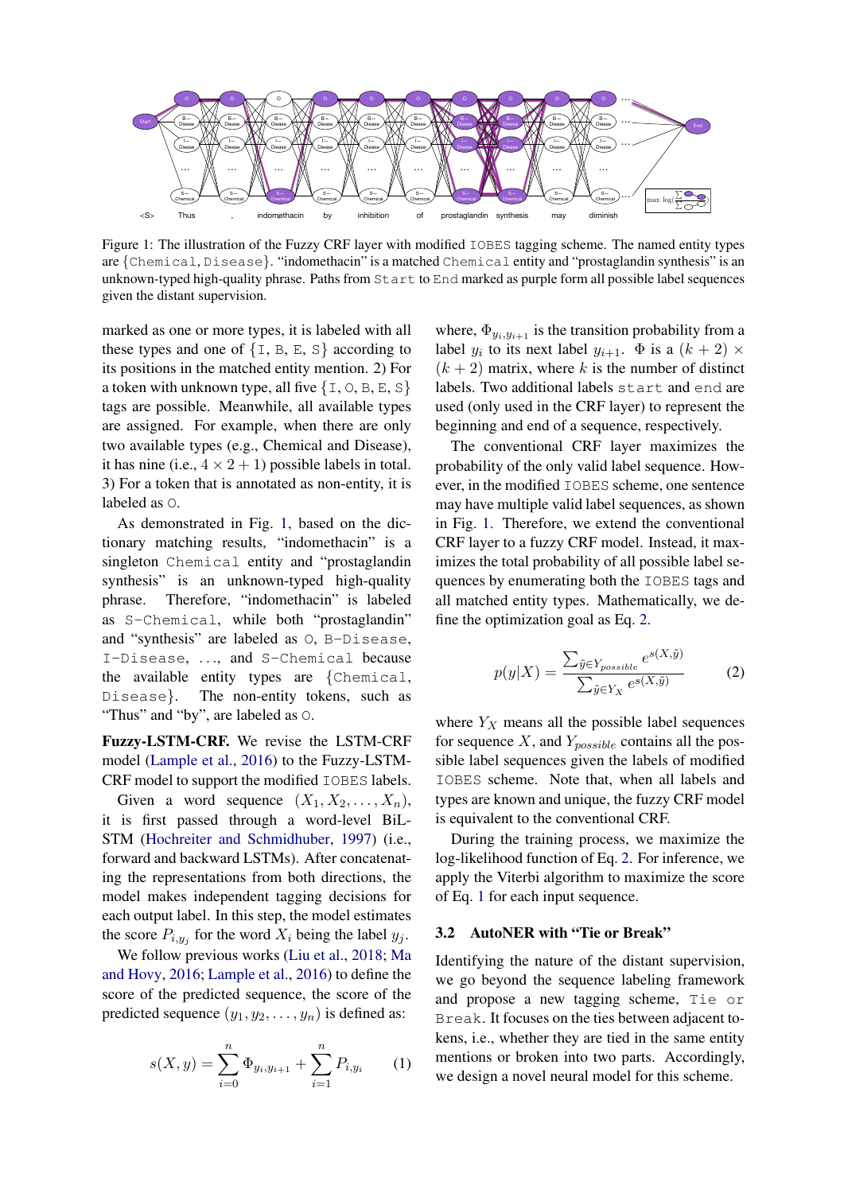Figure 1: The illustration of the Fuzzy CRF layer with modified IOBES tagging scheme. The named entity types are {Chemical, Disease}. "indomethacin" is a matched Chemical entity and "prostaglandin synthesis" is an unknown-typed high-quality phrase. Paths from Start to End marked as purple form all possible label sequences given the distant supervision.

marked as one or more types, it is labeled with all these types and one of {I, B, E, S} according to its positions in the matched entity mention. 2) For a token with unknown type, all five {I, O, B, E, S} tags are possible. Meanwhile, all available types are assigned. For example, when there are only two available types (e.g., Chemical and Disease), it has nine (i.e., $4 \times 2 + 1$) possible labels in total. 3) For a token that is annotated as non-entity, it is labeled as O.

As demonstrated in Fig. 1, based on the dictionary matching results, "indomethacin" is a singleton Chemical entity and "prostaglandin synthesis" is an unknown-typed high-quality phrase. Therefore, "indomethacin" is labeled as S-Chemical, while both "prostaglandin" and "synthesis" are labeled as O, B-Disease, I-Disease, ..., and S-Chemical because the available entity types are {Chemical, Disease}. The non-entity tokens, such as "Thus" and "by", are labeled as O.

**Fuzzy-LSTM-CRF.** We revise the LSTM-CRF model (Lample et al., 2016) to the Fuzzy-LSTM-CRF model to support the modified IOBES labels.

Given a word sequence $(X_1, X_2, \ldots, X_n)$, it is first passed through a word-level BiLSTM (Hochreiter and Schmidhuber, 1997) (i.e., forward and backward LSTMs). After concatenating the representations from both directions, the model makes independent tagging decisions for each output label. In this step, the model estimates the score $P_{i,y_j}$ for the word $X_i$ being the label $y_j$.

We follow previous works (Liu et al., 2018; Ma and Hovy, 2016; Lample et al., 2016) to define the score of the predicted sequence, the score of the predicted sequence $(y_1, y_2, \ldots, y_n)$ is defined as:

$$s(X, y) = \sum_{i=0}^{n} \Phi_{y_i, y_{i+1}} + \sum_{i=1}^{n} P_{i,y_i} \quad (1)$$

where, $\Phi_{y_i,y_{i+1}}$ is the transition probability from a label $y_i$ to its next label $y_{i+1}$. $\Phi$ is a $(k+2) \times (k+2)$ matrix, where $k$ is the number of distinct labels. Two additional labels start and end are used (only used in the CRF layer) to represent the beginning and end of a sequence, respectively.

The conventional CRF layer maximizes the probability of the only valid label sequence. However, in the modified IOBES scheme, one sentence may have multiple valid label sequences, as shown in Fig. 1. Therefore, we extend the conventional CRF layer to a fuzzy CRF model. Instead, it maximizes the total probability of all possible label sequences by enumerating both the IOBES tags and all matched entity types. Mathematically, we define the optimization goal as Eq. 2.

$$p(y|X) = \frac{\sum_{\tilde{y} \in Y_{possible}} e^{s(X,\tilde{y})}}{\sum_{\tilde{y} \in Y_X} e^{s(X,\tilde{y})}} \quad (2)$$

where $Y_X$ means all the possible label sequences for sequence $X$, and $Y_{possible}$ contains all the possible label sequences given the labels of modified IOBES scheme. Note that, when all labels and types are known and unique, the fuzzy CRF model is equivalent to the conventional CRF.

During the training process, we maximize the log-likelihood function of Eq. 2. For inference, we apply the Viterbi algorithm to maximize the score of Eq. 1 for each input sequence.

### 3.2 AutoNER with "Tie or Break"

Identifying the nature of the distant supervision, we go beyond the sequence labeling framework and propose a new tagging scheme, Tie or Break. It focuses on the ties between adjacent tokens, i.e., whether they are tied in the same entity mentions or broken into two parts. Accordingly, we design a novel neural model for this scheme.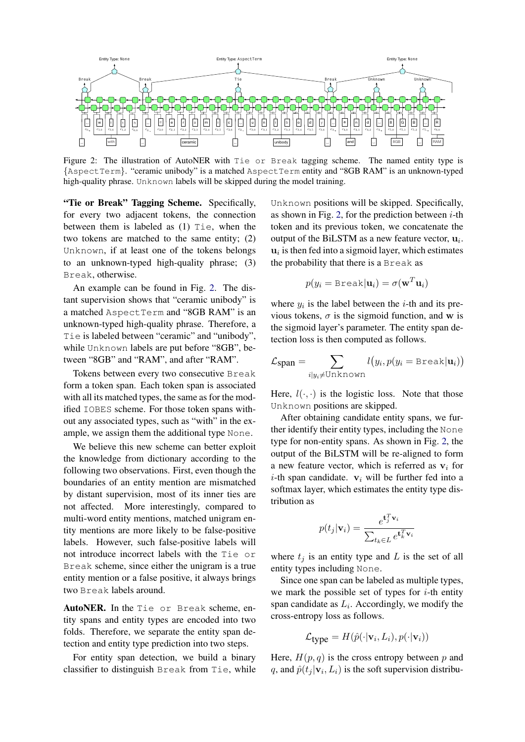Figure 2: The illustration of AutoNER with `Tie or Break` tagging scheme. The named entity type is {`AspectTerm`}. "ceramic unibody" is a matched `AspectTerm` entity and "8GB RAM" is an unknown-typed high-quality phrase. `Unknown` labels will be skipped during the model training.

**"Tie or Break" Tagging Scheme.** Specifically, for every two adjacent tokens, the connection between them is labeled as (1) `Tie`, when the two tokens are matched to the same entity; (2) `Unknown`, if at least one of the tokens belongs to an unknown-typed high-quality phrase; (3) `Break`, otherwise.

An example can be found in Fig. 2. The distant supervision shows that "ceramic unibody" is a matched `AspectTerm` and "8GB RAM" is an unknown-typed high-quality phrase. Therefore, a `Tie` is labeled between "ceramic" and "unibody", while `Unknown` labels are put before "8GB", between "8GB" and "RAM", and after "RAM".

Tokens between every two consecutive `Break` form a token span. Each token span is associated with all its matched types, the same as for the modified `IOBES` scheme. For those token spans without any associated types, such as "with" in the example, we assign them the additional type `None`.

We believe this new scheme can better exploit the knowledge from dictionary according to the following two observations. First, even though the boundaries of an entity mention are mismatched by distant supervision, most of its inner ties are not affected. More interestingly, compared to multi-word entity mentions, matched unigram entity mentions are more likely to be false-positive labels. However, such false-positive labels will not introduce incorrect labels with the `Tie or Break` scheme, since either the unigram is a true entity mention or a false positive, it always brings two `Break` labels around.

**AutoNER.** In the `Tie or Break` scheme, entity spans and entity types are encoded into two folds. Therefore, we separate the entity span detection and entity type prediction into two steps.

For entity span detection, we build a binary classifier to distinguish `Break` from `Tie`, while `Unknown` positions will be skipped. Specifically, as shown in Fig. 2, for the prediction between $i$-th token and its previous token, we concatenate the output of the BiLSTM as a new feature vector, $\mathbf{u}_i$. $\mathbf{u}_i$ is then fed into a sigmoid layer, which estimates the probability that there is a `Break` as

$$p(y_i = \texttt{Break}|\mathbf{u}_i) = \sigma(\mathbf{w}^T \mathbf{u}_i)$$

where $y_i$ is the label between the $i$-th and its previous tokens, $\sigma$ is the sigmoid function, and $\mathbf{w}$ is the sigmoid layer's parameter. The entity span detection loss is then computed as follows.

$$\mathcal{L}_{\text{span}} = \sum_{i|y_i \neq \texttt{Unknown}} l\big(y_i, p(y_i = \texttt{Break}|\mathbf{u}_i)\big)$$

Here, $l(\cdot,\cdot)$ is the logistic loss. Note that those `Unknown` positions are skipped.

After obtaining candidate entity spans, we further identify their entity types, including the `None` type for non-entity spans. As shown in Fig. 2, the output of the BiLSTM will be re-aligned to form a new feature vector, which is referred as $\mathbf{v}_i$ for $i$-th span candidate. $\mathbf{v}_i$ will be further fed into a softmax layer, which estimates the entity type distribution as

$$p(t_j|\mathbf{v}_i) = \frac{e^{\mathbf{t}_j^T \mathbf{v}_i}}{\sum_{t_k \in L} e^{\mathbf{t}_k^T \mathbf{v}_i}}$$

where $t_j$ is an entity type and $L$ is the set of all entity types including `None`.

Since one span can be labeled as multiple types, we mark the possible set of types for $i$-th entity span candidate as $L_i$. Accordingly, we modify the cross-entropy loss as follows.

$$\mathcal{L}_{\text{type}} = H(\hat{p}(\cdot|\mathbf{v}_i, L_i), p(\cdot|\mathbf{v}_i))$$

Here, $H(p, q)$ is the cross entropy between $p$ and $q$, and $\hat{p}(t_j|\mathbf{v}_i, L_i)$ is the soft supervision distribu-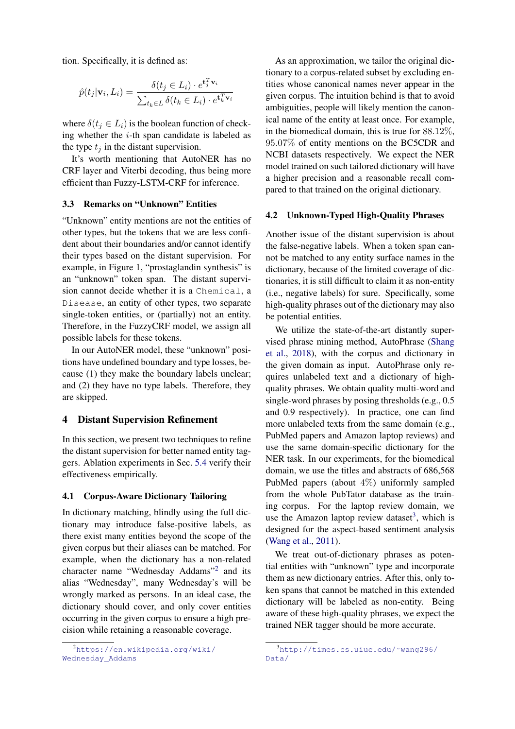tion. Specifically, it is defined as:

$$\hat{p}(t_j|\mathbf{v}_i, L_i) = \frac{\delta(t_j \in L_i) \cdot e^{\mathbf{t}_j^T \mathbf{v}_i}}{\sum_{t_k \in L} \delta(t_k \in L_i) \cdot e^{\mathbf{t}_k^T \mathbf{v}_i}}$$

where $\delta(t_j \in L_i)$ is the boolean function of checking whether the $i$-th span candidate is labeled as the type $t_j$ in the distant supervision.

It's worth mentioning that AutoNER has no CRF layer and Viterbi decoding, thus being more efficient than Fuzzy-LSTM-CRF for inference.

### 3.3 Remarks on "Unknown" Entities

"Unknown" entity mentions are not the entities of other types, but the tokens that we are less confident about their boundaries and/or cannot identify their types based on the distant supervision. For example, in Figure 1, "prostaglandin synthesis" is an "unknown" token span. The distant supervision cannot decide whether it is a `Chemical`, a `Disease`, an entity of other types, two separate single-token entities, or (partially) not an entity. Therefore, in the FuzzyCRF model, we assign all possible labels for these tokens.

In our AutoNER model, these "unknown" positions have undefined boundary and type losses, because (1) they make the boundary labels unclear; and (2) they have no type labels. Therefore, they are skipped.

## 4 Distant Supervision Refinement

In this section, we present two techniques to refine the distant supervision for better named entity taggers. Ablation experiments in Sec. 5.4 verify their effectiveness empirically.

### 4.1 Corpus-Aware Dictionary Tailoring

In dictionary matching, blindly using the full dictionary may introduce false-positive labels, as there exist many entities beyond the scope of the given corpus but their aliases can be matched. For example, when the dictionary has a non-related character name "Wednesday Addams"[2] and its alias "Wednesday", many Wednesday's will be wrongly marked as persons. In an ideal case, the dictionary should cover, and only cover entities occurring in the given corpus to ensure a high precision while retaining a reasonable coverage.

As an approximation, we tailor the original dictionary to a corpus-related subset by excluding entities whose canonical names never appear in the given corpus. The intuition behind is that to avoid ambiguities, people will likely mention the canonical name of the entity at least once. For example, in the biomedical domain, this is true for $88.12\%$, $95.07\%$ of entity mentions on the BC5CDR and NCBI datasets respectively. We expect the NER model trained on such tailored dictionary will have a higher precision and a reasonable recall compared to that trained on the original dictionary.

### 4.2 Unknown-Typed High-Quality Phrases

Another issue of the distant supervision is about the false-negative labels. When a token span cannot be matched to any entity surface names in the dictionary, because of the limited coverage of dictionaries, it is still difficult to claim it as non-entity (i.e., negative labels) for sure. Specifically, some high-quality phrases out of the dictionary may also be potential entities.

We utilize the state-of-the-art distantly supervised phrase mining method, AutoPhrase (Shang et al., 2018), with the corpus and dictionary in the given domain as input. AutoPhrase only requires unlabeled text and a dictionary of high-quality phrases. We obtain quality multi-word and single-word phrases by posing thresholds (e.g., 0.5 and 0.9 respectively). In practice, one can find more unlabeled texts from the same domain (e.g., PubMed papers and Amazon laptop reviews) and use the same domain-specific dictionary for the NER task. In our experiments, for the biomedical domain, we use the titles and abstracts of 686,568 PubMed papers (about $4\%$) uniformly sampled from the whole PubTator database as the training corpus. For the laptop review domain, we use the Amazon laptop review dataset[3], which is designed for the aspect-based sentiment analysis (Wang et al., 2011).

We treat out-of-dictionary phrases as potential entities with "unknown" type and incorporate them as new dictionary entries. After this, only token spans that cannot be matched in this extended dictionary will be labeled as non-entity. Being aware of these high-quality phrases, we expect the trained NER tagger should be more accurate.

[2] https://en.wikipedia.org/wiki/Wednesday_Addams

[3] http://times.cs.uiuc.edu/~wang296/Data/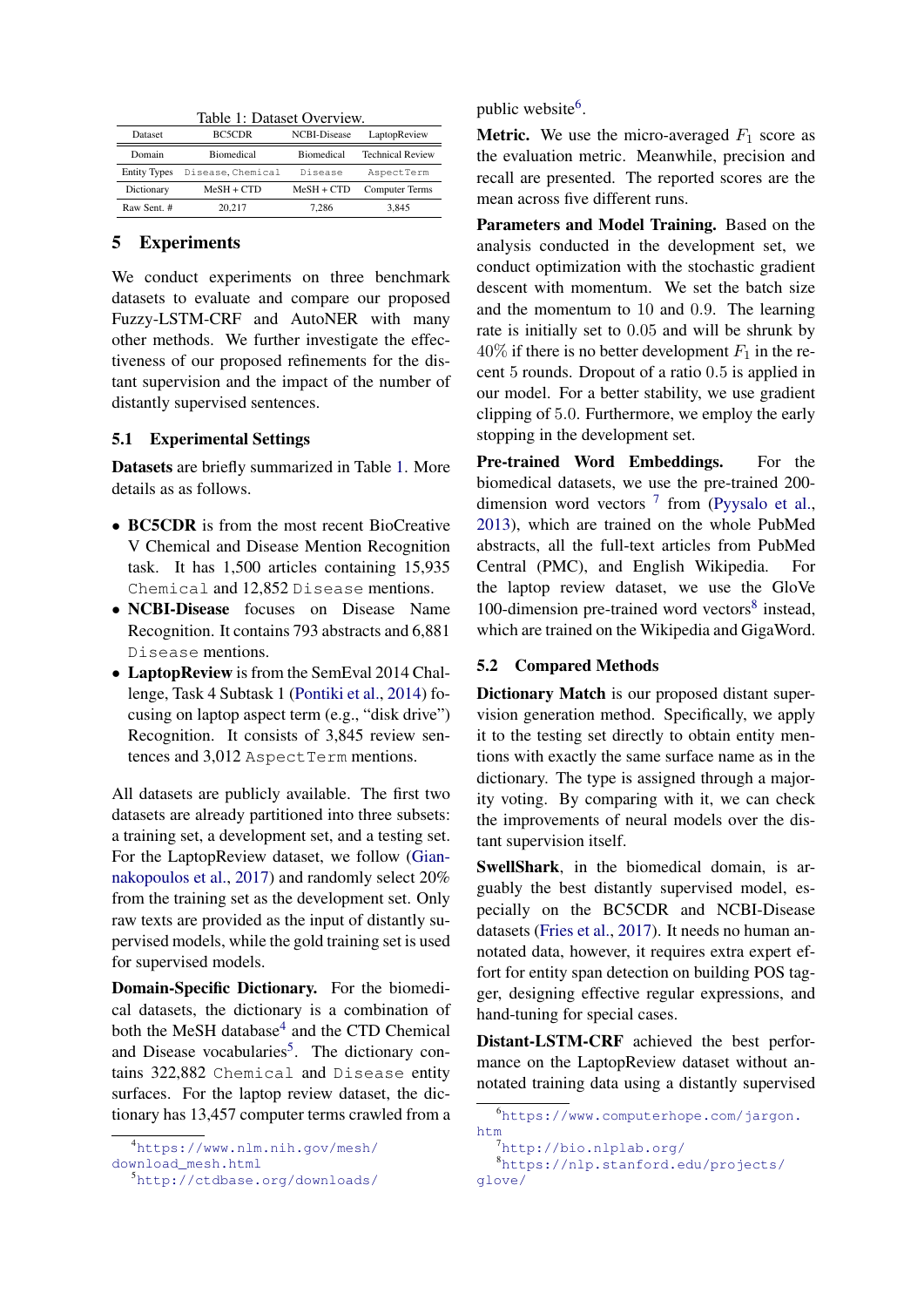Table 1: Dataset Overview.

| Dataset | BC5CDR | NCBI-Disease | LaptopReview |
|---|---|---|---|
| Domain | Biomedical | Biomedical | Technical Review |
| Entity Types | Disease, Chemical | Disease | AspectTerm |
| Dictionary | MeSH + CTD | MeSH + CTD | Computer Terms |
| Raw Sent. # | 20,217 | 7,286 | 3,845 |

## 5 Experiments

We conduct experiments on three benchmark datasets to evaluate and compare our proposed Fuzzy-LSTM-CRF and AutoNER with many other methods. We further investigate the effectiveness of our proposed refinements for the distant supervision and the impact of the number of distantly supervised sentences.

### 5.1 Experimental Settings

**Datasets** are briefly summarized in Table 1. More details as as follows.

- **BC5CDR** is from the most recent BioCreative V Chemical and Disease Mention Recognition task. It has 1,500 articles containing 15,935 `Chemical` and 12,852 `Disease` mentions.
- **NCBI-Disease** focuses on Disease Name Recognition. It contains 793 abstracts and 6,881 `Disease` mentions.
- **LaptopReview** is from the SemEval 2014 Challenge, Task 4 Subtask 1 (Pontiki et al., 2014) focusing on laptop aspect term (e.g., "disk drive") Recognition. It consists of 3,845 review sentences and 3,012 `AspectTerm` mentions.

All datasets are publicly available. The first two datasets are already partitioned into three subsets: a training set, a development set, and a testing set. For the LaptopReview dataset, we follow (Giannakopoulos et al., 2017) and randomly select 20% from the training set as the development set. Only raw texts are provided as the input of distantly supervised models, while the gold training set is used for supervised models.

**Domain-Specific Dictionary.** For the biomedical datasets, the dictionary is a combination of both the MeSH database[4] and the CTD Chemical and Disease vocabularies[5]. The dictionary contains 322,882 `Chemical` and `Disease` entity surfaces. For the laptop review dataset, the dictionary has 13,457 computer terms crawled from a public website[6].

**Metric.** We use the micro-averaged $F_1$ score as the evaluation metric. Meanwhile, precision and recall are presented. The reported scores are the mean across five different runs.

**Parameters and Model Training.** Based on the analysis conducted in the development set, we conduct optimization with the stochastic gradient descent with momentum. We set the batch size and the momentum to $10$ and $0.9$. The learning rate is initially set to $0.05$ and will be shrunk by $40\%$ if there is no better development $F_1$ in the recent $5$ rounds. Dropout of a ratio $0.5$ is applied in our model. For a better stability, we use gradient clipping of $5.0$. Furthermore, we employ the early stopping in the development set.

**Pre-trained Word Embeddings.** For the biomedical datasets, we use the pre-trained 200-dimension word vectors [7] from (Pyysalo et al., 2013), which are trained on the whole PubMed abstracts, all the full-text articles from PubMed Central (PMC), and English Wikipedia. For the laptop review dataset, we use the GloVe 100-dimension pre-trained word vectors[8] instead, which are trained on the Wikipedia and GigaWord.

### 5.2 Compared Methods

**Dictionary Match** is our proposed distant supervision generation method. Specifically, we apply it to the testing set directly to obtain entity mentions with exactly the same surface name as in the dictionary. The type is assigned through a majority voting. By comparing with it, we can check the improvements of neural models over the distant supervision itself.

**SwellShark**, in the biomedical domain, is arguably the best distantly supervised model, especially on the BC5CDR and NCBI-Disease datasets (Fries et al., 2017). It needs no human annotated data, however, it requires extra expert effort for entity span detection on building POS tagger, designing effective regular expressions, and hand-tuning for special cases.

**Distant-LSTM-CRF** achieved the best performance on the LaptopReview dataset without annotated training data using a distantly supervised

[4] https://www.nlm.nih.gov/mesh/download_mesh.html

[5] http://ctdbase.org/downloads/

[6] https://www.computerhope.com/jargon.htm

[7] http://bio.nlplab.org/

[8] https://nlp.stanford.edu/projects/glove/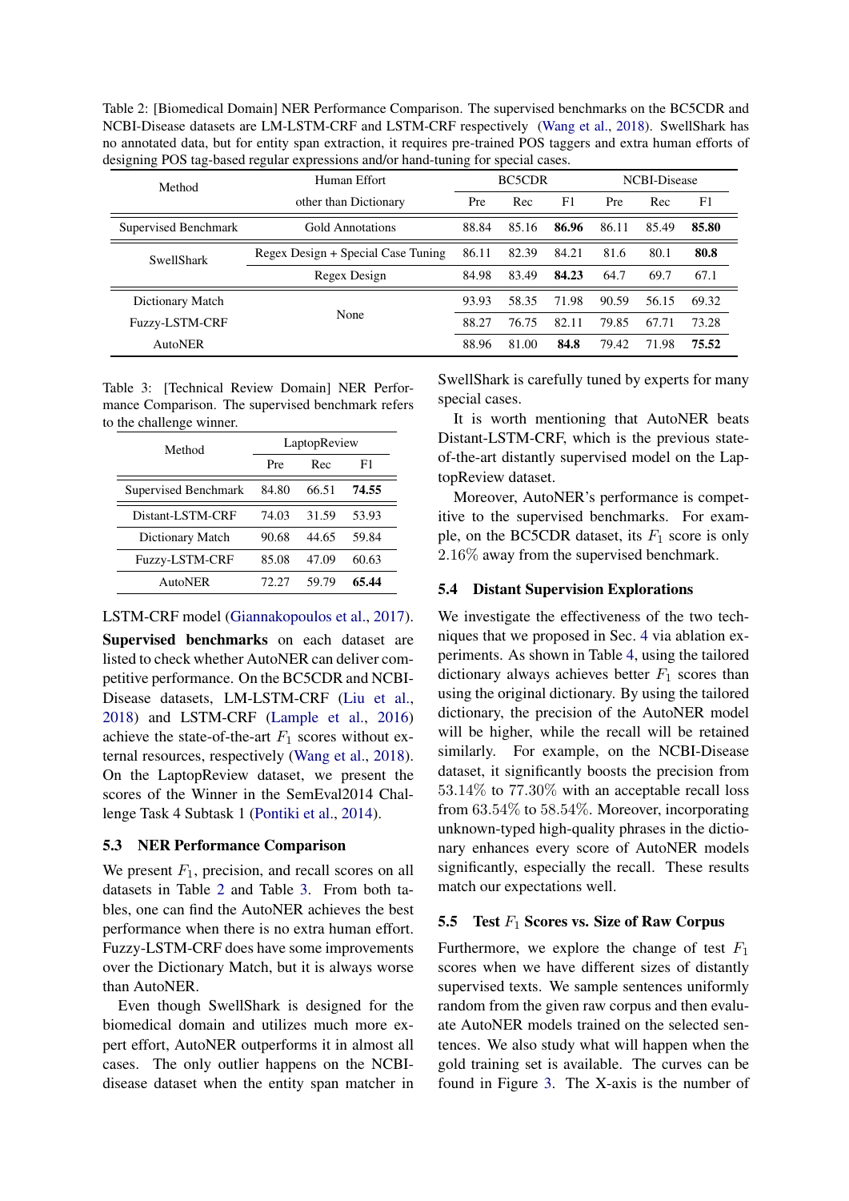Table 2: [Biomedical Domain] NER Performance Comparison. The supervised benchmarks on the BC5CDR and NCBI-Disease datasets are LM-LSTM-CRF and LSTM-CRF respectively (Wang et al., 2018). SwellShark has no annotated data, but for entity span extraction, it requires pre-trained POS taggers and extra human efforts of designing POS tag-based regular expressions and/or hand-tuning for special cases.

| Method | Human Effort other than Dictionary | BC5CDR | | | NCBI-Disease | | |
|---|---|---|---|---|---|---|---|
| | | Pre | Rec | F1 | Pre | Rec | F1 |
| Supervised Benchmark | Gold Annotations | 88.84 | 85.16 | **86.96** | 86.11 | 85.49 | **85.80** |
| SwellShark | Regex Design + Special Case Tuning | 86.11 | 82.39 | 84.21 | 81.6 | 80.1 | **80.8** |
| | Regex Design | 84.98 | 83.49 | **84.23** | 64.7 | 69.7 | 67.1 |
| Dictionary Match | None | 93.93 | 58.35 | 71.98 | 90.59 | 56.15 | 69.32 |
| Fuzzy-LSTM-CRF | | 88.27 | 76.75 | 82.11 | 79.85 | 67.71 | 73.28 |
| AutoNER | | 88.96 | 81.00 | **84.8** | 79.42 | 71.98 | **75.52** |

Table 3: [Technical Review Domain] NER Performance Comparison. The supervised benchmark refers to the challenge winner.

| Method | LaptopReview | | |
|---|---|---|---|
| | Pre | Rec | F1 |
| Supervised Benchmark | 84.80 | 66.51 | **74.55** |
| Distant-LSTM-CRF | 74.03 | 31.59 | 53.93 |
| Dictionary Match | 90.68 | 44.65 | 59.84 |
| Fuzzy-LSTM-CRF | 85.08 | 47.09 | 60.63 |
| AutoNER | 72.27 | 59.79 | **65.44** |

LSTM-CRF model (Giannakopoulos et al., 2017).

**Supervised benchmarks** on each dataset are listed to check whether AutoNER can deliver competitive performance. On the BC5CDR and NCBI-Disease datasets, LM-LSTM-CRF (Liu et al., 2018) and LSTM-CRF (Lample et al., 2016) achieve the state-of-the-art $F_1$ scores without external resources, respectively (Wang et al., 2018). On the LaptopReview dataset, we present the scores of the Winner in the SemEval2014 Challenge Task 4 Subtask 1 (Pontiki et al., 2014).

### 5.3 NER Performance Comparison

We present $F_1$, precision, and recall scores on all datasets in Table 2 and Table 3. From both tables, one can find the AutoNER achieves the best performance when there is no extra human effort. Fuzzy-LSTM-CRF does have some improvements over the Dictionary Match, but it is always worse than AutoNER.

Even though SwellShark is designed for the biomedical domain and utilizes much more expert effort, AutoNER outperforms it in almost all cases. The only outlier happens on the NCBI-disease dataset when the entity span matcher in SwellShark is carefully tuned by experts for many special cases.

It is worth mentioning that AutoNER beats Distant-LSTM-CRF, which is the previous state-of-the-art distantly supervised model on the LaptopReview dataset.

Moreover, AutoNER's performance is competitive to the supervised benchmarks. For example, on the BC5CDR dataset, its $F_1$ score is only $2.16\%$ away from the supervised benchmark.

### 5.4 Distant Supervision Explorations

We investigate the effectiveness of the two techniques that we proposed in Sec. 4 via ablation experiments. As shown in Table 4, using the tailored dictionary always achieves better $F_1$ scores than using the original dictionary. By using the tailored dictionary, the precision of the AutoNER model will be higher, while the recall will be retained similarly. For example, on the NCBI-Disease dataset, it significantly boosts the precision from $53.14\%$ to $77.30\%$ with an acceptable recall loss from $63.54\%$ to $58.54\%$. Moreover, incorporating unknown-typed high-quality phrases in the dictionary enhances every score of AutoNER models significantly, especially the recall. These results match our expectations well.

### 5.5 Test $F_1$ Scores vs. Size of Raw Corpus

Furthermore, we explore the change of test $F_1$ scores when we have different sizes of distantly supervised texts. We sample sentences uniformly random from the given raw corpus and then evaluate AutoNER models trained on the selected sentences. We also study what will happen when the gold training set is available. The curves can be found in Figure 3. The X-axis is the number of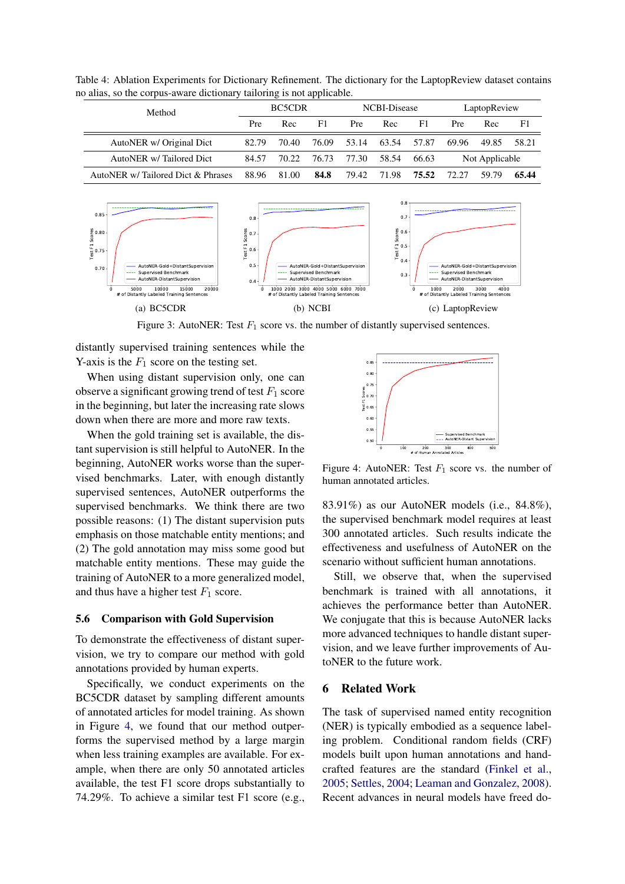Table 4: Ablation Experiments for Dictionary Refinement. The dictionary for the LaptopReview dataset contains no alias, so the corpus-aware dictionary tailoring is not applicable.

| Method | BC5CDR | | | NCBI-Disease | | | LaptopReview | | |
|---|---|---|---|---|---|---|---|---|---|
| | Pre | Rec | F1 | Pre | Rec | F1 | Pre | Rec | F1 |
| AutoNER w/ Original Dict | 82.79 | 70.40 | 76.09 | 53.14 | 63.54 | 57.87 | 69.96 | 49.85 | 58.21 |
| AutoNER w/ Tailored Dict | 84.57 | 70.22 | 76.73 | 77.30 | 58.54 | 66.63 | Not Applicable | | |
| AutoNER w/ Tailored Dict & Phrases | 88.96 | 81.00 | **84.8** | 79.42 | 71.98 | **75.52** | 72.27 | 59.79 | **65.44** |

(a) BC5CDR (b) NCBI (c) LaptopReview

Figure 3: AutoNER: Test $F_1$ score vs. the number of distantly supervised sentences.

distantly supervised training sentences while the Y-axis is the $F_1$ score on the testing set.

When using distant supervision only, one can observe a significant growing trend of test $F_1$ score in the beginning, but later the increasing rate slows down when there are more and more raw texts.

When the gold training set is available, the distant supervision is still helpful to AutoNER. In the beginning, AutoNER works worse than the supervised benchmarks. Later, with enough distantly supervised sentences, AutoNER outperforms the supervised benchmarks. We think there are two possible reasons: (1) The distant supervision puts emphasis on those matchable entity mentions; and (2) The gold annotation may miss some good but matchable entity mentions. These may guide the training of AutoNER to a more generalized model, and thus have a higher test $F_1$ score.

## 5.6 Comparison with Gold Supervision

To demonstrate the effectiveness of distant supervision, we try to compare our method with gold annotations provided by human experts.

Specifically, we conduct experiments on the BC5CDR dataset by sampling different amounts of annotated articles for model training. As shown in Figure 4, we found that our method outperforms the supervised method by a large margin when less training examples are available. For example, when there are only 50 annotated articles available, the test F1 score drops substantially to 74.29%. To achieve a similar test F1 score (e.g., 83.91%) as our AutoNER models (i.e., 84.8%), the supervised benchmark model requires at least 300 annotated articles. Such results indicate the effectiveness and usefulness of AutoNER on the scenario without sufficient human annotations.

Figure 4: AutoNER: Test $F_1$ score vs. the number of human annotated articles.

Still, we observe that, when the supervised benchmark is trained with all annotations, it achieves the performance better than AutoNER. We conjugate that this is because AutoNER lacks more advanced techniques to handle distant supervision, and we leave further improvements of AutoNER to the future work.

## 6 Related Work

The task of supervised named entity recognition (NER) is typically embodied as a sequence labeling problem. Conditional random fields (CRF) models built upon human annotations and handcrafted features are the standard (Finkel et al., 2005; Settles, 2004; Leaman and Gonzalez, 2008). Recent advances in neural models have freed do-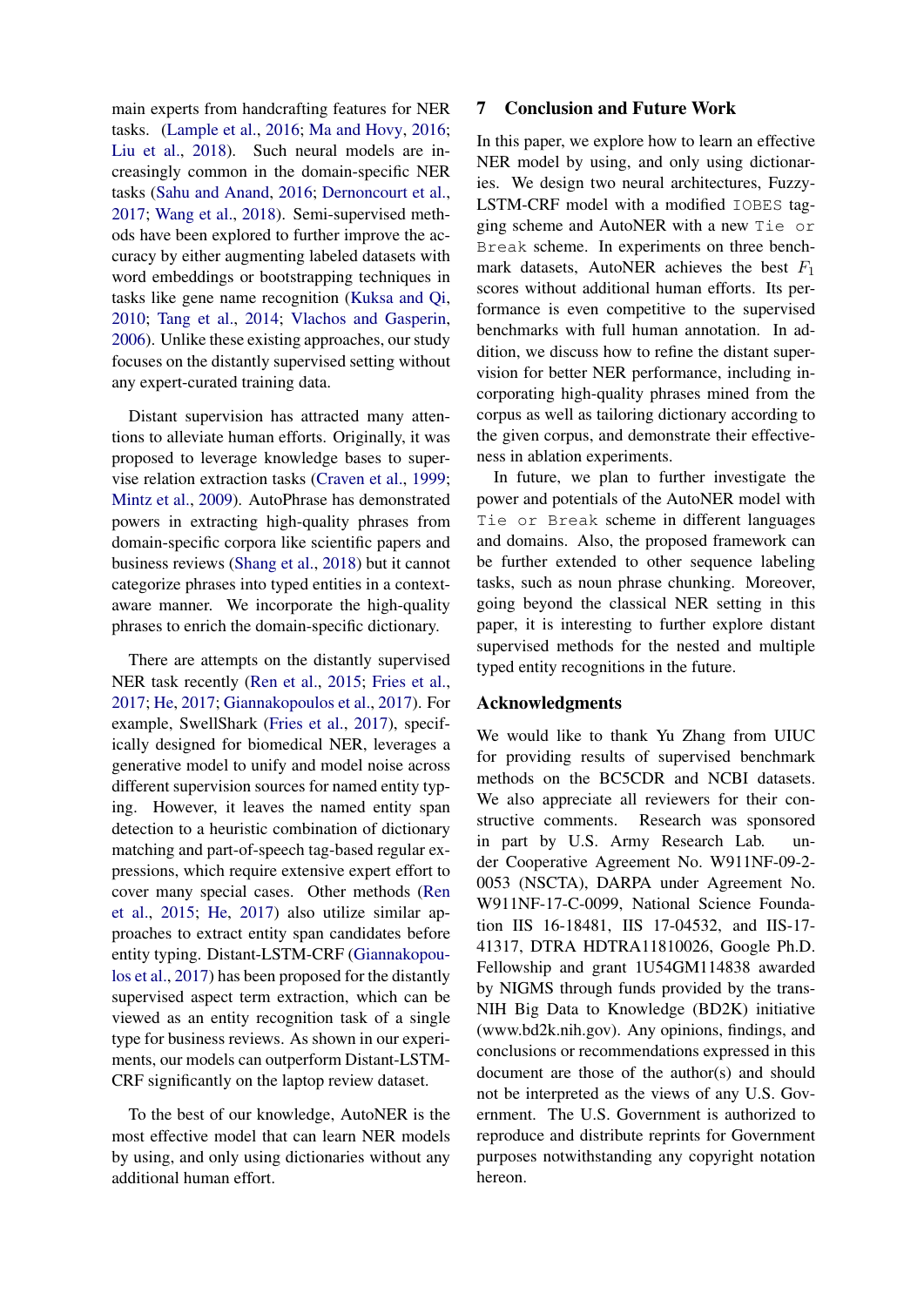main experts from handcrafting features for NER tasks. (Lample et al., 2016; Ma and Hovy, 2016; Liu et al., 2018). Such neural models are increasingly common in the domain-specific NER tasks (Sahu and Anand, 2016; Dernoncourt et al., 2017; Wang et al., 2018). Semi-supervised methods have been explored to further improve the accuracy by either augmenting labeled datasets with word embeddings or bootstrapping techniques in tasks like gene name recognition (Kuksa and Qi, 2010; Tang et al., 2014; Vlachos and Gasperin, 2006). Unlike these existing approaches, our study focuses on the distantly supervised setting without any expert-curated training data.

Distant supervision has attracted many attentions to alleviate human efforts. Originally, it was proposed to leverage knowledge bases to supervise relation extraction tasks (Craven et al., 1999; Mintz et al., 2009). AutoPhrase has demonstrated powers in extracting high-quality phrases from domain-specific corpora like scientific papers and business reviews (Shang et al., 2018) but it cannot categorize phrases into typed entities in a context-aware manner. We incorporate the high-quality phrases to enrich the domain-specific dictionary.

There are attempts on the distantly supervised NER task recently (Ren et al., 2015; Fries et al., 2017; He, 2017; Giannakopoulos et al., 2017). For example, SwellShark (Fries et al., 2017), specifically designed for biomedical NER, leverages a generative model to unify and model noise across different supervision sources for named entity typing. However, it leaves the named entity span detection to a heuristic combination of dictionary matching and part-of-speech tag-based regular expressions, which require extensive expert effort to cover many special cases. Other methods (Ren et al., 2015; He, 2017) also utilize similar approaches to extract entity span candidates before entity typing. Distant-LSTM-CRF (Giannakopoulos et al., 2017) has been proposed for the distantly supervised aspect term extraction, which can be viewed as an entity recognition task of a single type for business reviews. As shown in our experiments, our models can outperform Distant-LSTM-CRF significantly on the laptop review dataset.

To the best of our knowledge, AutoNER is the most effective model that can learn NER models by using, and only using dictionaries without any additional human effort.

## 7 Conclusion and Future Work

In this paper, we explore how to learn an effective NER model by using, and only using dictionaries. We design two neural architectures, Fuzzy-LSTM-CRF model with a modified `IOBES` tagging scheme and AutoNER with a new `Tie or Break` scheme. In experiments on three benchmark datasets, AutoNER achieves the best $F_1$ scores without additional human efforts. Its performance is even competitive to the supervised benchmarks with full human annotation. In addition, we discuss how to refine the distant supervision for better NER performance, including incorporating high-quality phrases mined from the corpus as well as tailoring dictionary according to the given corpus, and demonstrate their effectiveness in ablation experiments.

In future, we plan to further investigate the power and potentials of the AutoNER model with `Tie or Break` scheme in different languages and domains. Also, the proposed framework can be further extended to other sequence labeling tasks, such as noun phrase chunking. Moreover, going beyond the classical NER setting in this paper, it is interesting to further explore distant supervised methods for the nested and multiple typed entity recognitions in the future.

## Acknowledgments

We would like to thank Yu Zhang from UIUC for providing results of supervised benchmark methods on the BC5CDR and NCBI datasets. We also appreciate all reviewers for their constructive comments. Research was sponsored in part by U.S. Army Research Lab. under Cooperative Agreement No. W911NF-09-2-0053 (NSCTA), DARPA under Agreement No. W911NF-17-C-0099, National Science Foundation IIS 16-18481, IIS 17-04532, and IIS-17-41317, DTRA HDTRA11810026, Google Ph.D. Fellowship and grant 1U54GM114838 awarded by NIGMS through funds provided by the trans-NIH Big Data to Knowledge (BD2K) initiative (www.bd2k.nih.gov). Any opinions, findings, and conclusions or recommendations expressed in this document are those of the author(s) and should not be interpreted as the views of any U.S. Government. The U.S. Government is authorized to reproduce and distribute reprints for Government purposes notwithstanding any copyright notation hereon.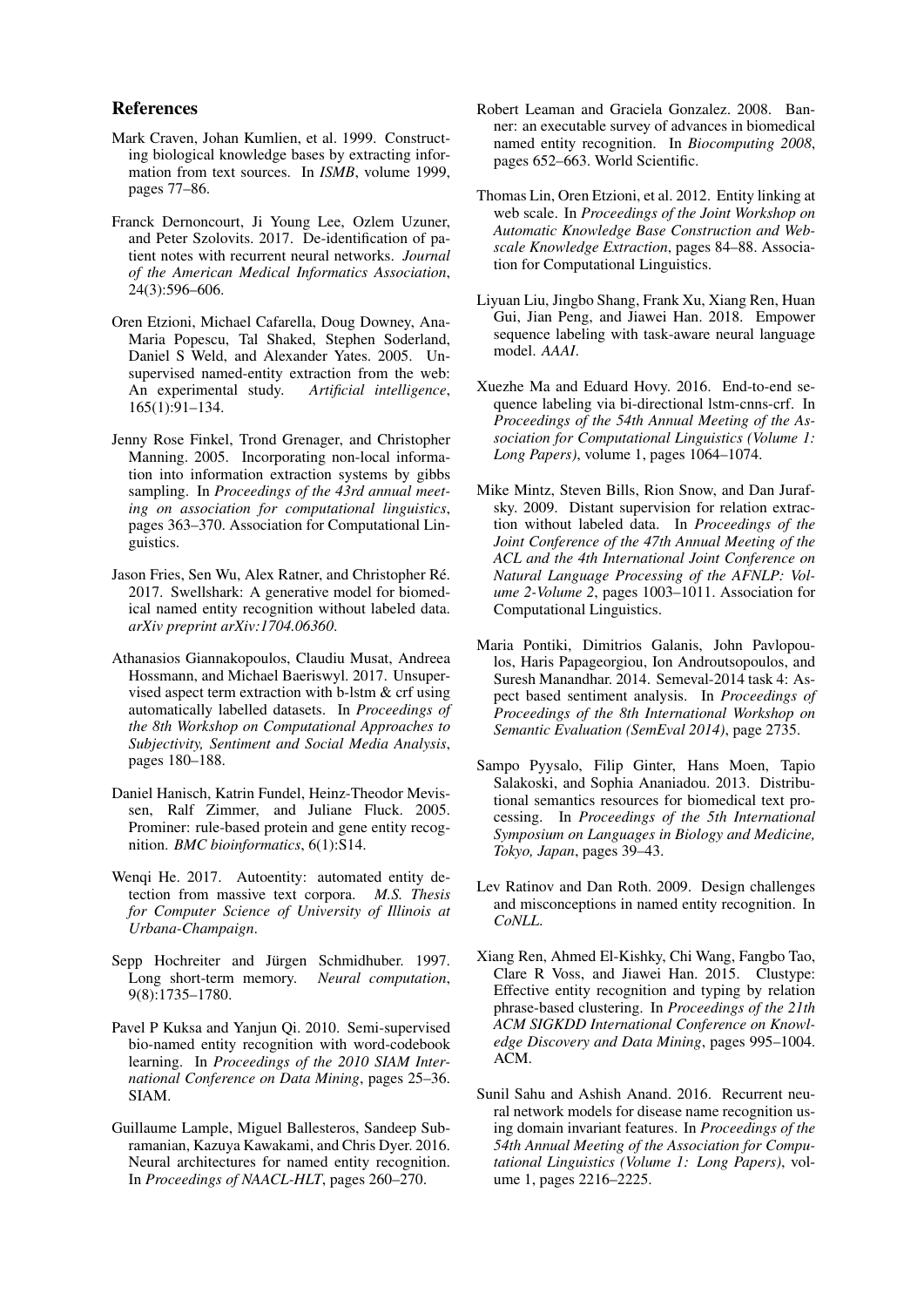## References

Mark Craven, Johan Kumlien, et al. 1999. Constructing biological knowledge bases by extracting information from text sources. In *ISMB*, volume 1999, pages 77–86.

Franck Dernoncourt, Ji Young Lee, Ozlem Uzuner, and Peter Szolovits. 2017. De-identification of patient notes with recurrent neural networks. *Journal of the American Medical Informatics Association*, 24(3):596–606.

Oren Etzioni, Michael Cafarella, Doug Downey, Ana-Maria Popescu, Tal Shaked, Stephen Soderland, Daniel S Weld, and Alexander Yates. 2005. Unsupervised named-entity extraction from the web: An experimental study. *Artificial intelligence*, 165(1):91–134.

Jenny Rose Finkel, Trond Grenager, and Christopher Manning. 2005. Incorporating non-local information into information extraction systems by gibbs sampling. In *Proceedings of the 43rd annual meeting on association for computational linguistics*, pages 363–370. Association for Computational Linguistics.

Jason Fries, Sen Wu, Alex Ratner, and Christopher Ré. 2017. Swellshark: A generative model for biomedical named entity recognition without labeled data. *arXiv preprint arXiv:1704.06360*.

Athanasios Giannakopoulos, Claudiu Musat, Andreea Hossmann, and Michael Baeriswyl. 2017. Unsupervised aspect term extraction with b-lstm & crf using automatically labelled datasets. In *Proceedings of the 8th Workshop on Computational Approaches to Subjectivity, Sentiment and Social Media Analysis*, pages 180–188.

Daniel Hanisch, Katrin Fundel, Heinz-Theodor Mevissen, Ralf Zimmer, and Juliane Fluck. 2005. Prominer: rule-based protein and gene entity recognition. *BMC bioinformatics*, 6(1):S14.

Wenqi He. 2017. Autoentity: automated entity detection from massive text corpora. *M.S. Thesis for Computer Science of University of Illinois at Urbana-Champaign*.

Sepp Hochreiter and Jürgen Schmidhuber. 1997. Long short-term memory. *Neural computation*, 9(8):1735–1780.

Pavel P Kuksa and Yanjun Qi. 2010. Semi-supervised bio-named entity recognition with word-codebook learning. In *Proceedings of the 2010 SIAM International Conference on Data Mining*, pages 25–36. SIAM.

Guillaume Lample, Miguel Ballesteros, Sandeep Subramanian, Kazuya Kawakami, and Chris Dyer. 2016. Neural architectures for named entity recognition. In *Proceedings of NAACL-HLT*, pages 260–270.

Robert Leaman and Graciela Gonzalez. 2008. Banner: an executable survey of advances in biomedical named entity recognition. In *Biocomputing 2008*, pages 652–663. World Scientific.

Thomas Lin, Oren Etzioni, et al. 2012. Entity linking at web scale. In *Proceedings of the Joint Workshop on Automatic Knowledge Base Construction and Web-scale Knowledge Extraction*, pages 84–88. Association for Computational Linguistics.

Liyuan Liu, Jingbo Shang, Frank Xu, Xiang Ren, Huan Gui, Jian Peng, and Jiawei Han. 2018. Empower sequence labeling with task-aware neural language model. *AAAI*.

Xuezhe Ma and Eduard Hovy. 2016. End-to-end sequence labeling via bi-directional lstm-cnns-crf. In *Proceedings of the 54th Annual Meeting of the Association for Computational Linguistics (Volume 1: Long Papers)*, volume 1, pages 1064–1074.

Mike Mintz, Steven Bills, Rion Snow, and Dan Jurafsky. 2009. Distant supervision for relation extraction without labeled data. In *Proceedings of the Joint Conference of the 47th Annual Meeting of the ACL and the 4th International Joint Conference on Natural Language Processing of the AFNLP: Volume 2-Volume 2*, pages 1003–1011. Association for Computational Linguistics.

Maria Pontiki, Dimitrios Galanis, John Pavlopoulos, Haris Papageorgiou, Ion Androutsopoulos, and Suresh Manandhar. 2014. Semeval-2014 task 4: Aspect based sentiment analysis. In *Proceedings of Proceedings of the 8th International Workshop on Semantic Evaluation (SemEval 2014)*, page 2735.

Sampo Pyysalo, Filip Ginter, Hans Moen, Tapio Salakoski, and Sophia Ananiadou. 2013. Distributional semantics resources for biomedical text processing. In *Proceedings of the 5th International Symposium on Languages in Biology and Medicine, Tokyo, Japan*, pages 39–43.

Lev Ratinov and Dan Roth. 2009. Design challenges and misconceptions in named entity recognition. In *CoNLL*.

Xiang Ren, Ahmed El-Kishky, Chi Wang, Fangbo Tao, Clare R Voss, and Jiawei Han. 2015. Clustype: Effective entity recognition and typing by relation phrase-based clustering. In *Proceedings of the 21th ACM SIGKDD International Conference on Knowledge Discovery and Data Mining*, pages 995–1004. ACM.

Sunil Sahu and Ashish Anand. 2016. Recurrent neural network models for disease name recognition using domain invariant features. In *Proceedings of the 54th Annual Meeting of the Association for Computational Linguistics (Volume 1: Long Papers)*, volume 1, pages 2216–2225.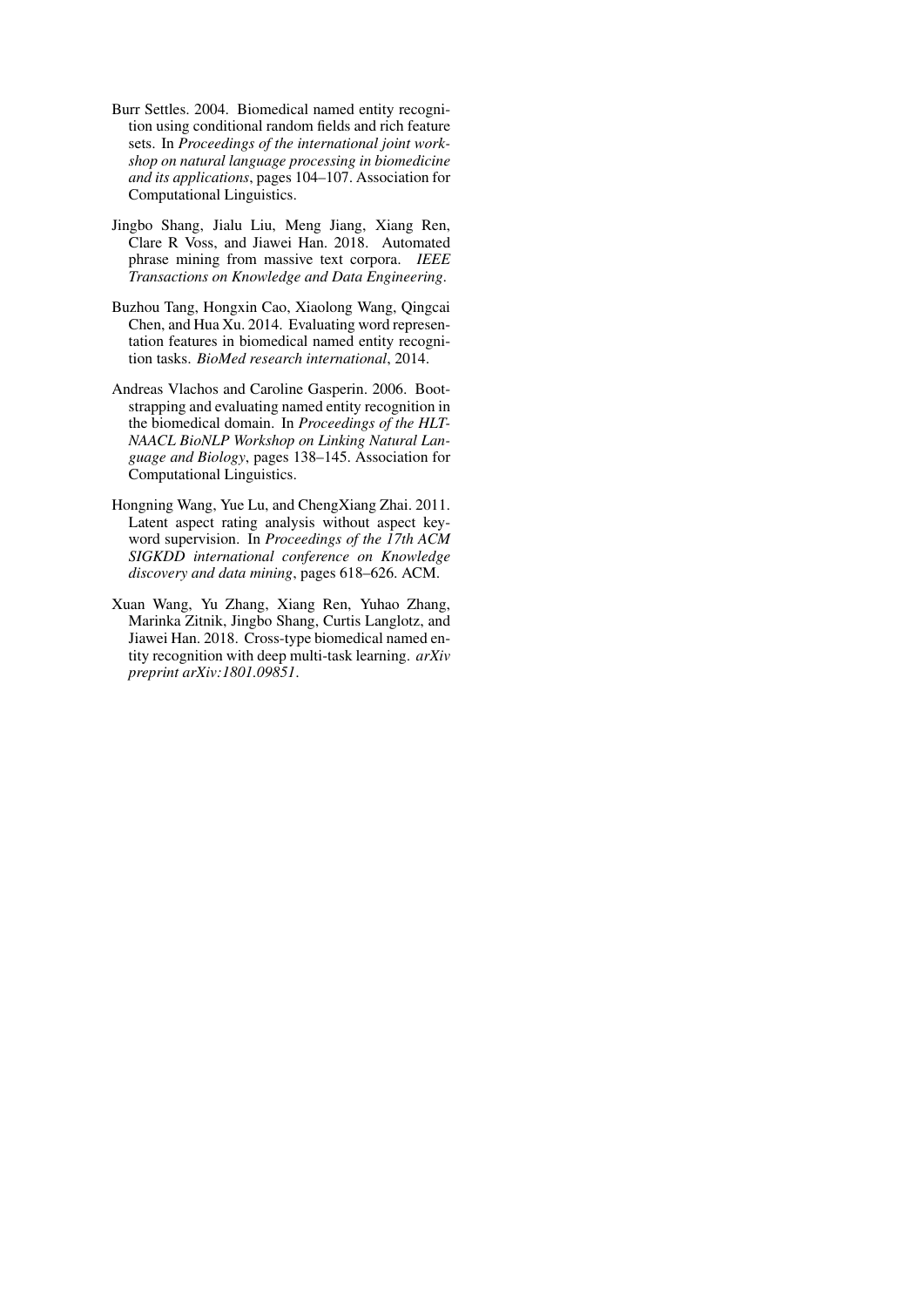Burr Settles. 2004. Biomedical named entity recognition using conditional random fields and rich feature sets. In *Proceedings of the international joint workshop on natural language processing in biomedicine and its applications*, pages 104–107. Association for Computational Linguistics.

Jingbo Shang, Jialu Liu, Meng Jiang, Xiang Ren, Clare R Voss, and Jiawei Han. 2018. Automated phrase mining from massive text corpora. *IEEE Transactions on Knowledge and Data Engineering*.

Buzhou Tang, Hongxin Cao, Xiaolong Wang, Qingcai Chen, and Hua Xu. 2014. Evaluating word representation features in biomedical named entity recognition tasks. *BioMed research international*, 2014.

Andreas Vlachos and Caroline Gasperin. 2006. Bootstrapping and evaluating named entity recognition in the biomedical domain. In *Proceedings of the HLT-NAACL BioNLP Workshop on Linking Natural Language and Biology*, pages 138–145. Association for Computational Linguistics.

Hongning Wang, Yue Lu, and ChengXiang Zhai. 2011. Latent aspect rating analysis without aspect keyword supervision. In *Proceedings of the 17th ACM SIGKDD international conference on Knowledge discovery and data mining*, pages 618–626. ACM.

Xuan Wang, Yu Zhang, Xiang Ren, Yuhao Zhang, Marinka Zitnik, Jingbo Shang, Curtis Langlotz, and Jiawei Han. 2018. Cross-type biomedical named entity recognition with deep multi-task learning. *arXiv preprint arXiv:1801.09851*.